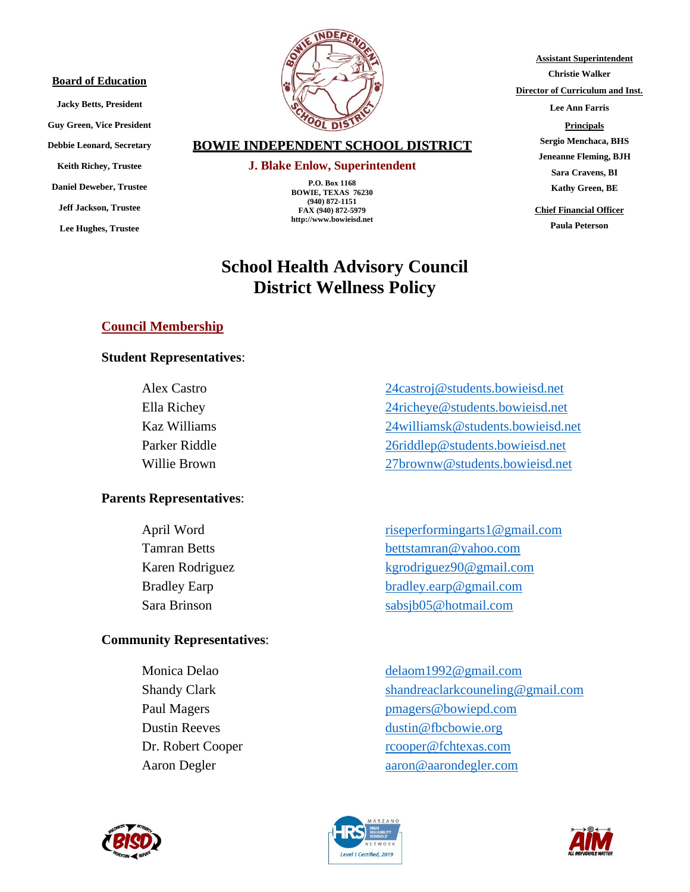**Board of Education**

Jacky Betts, President
Guy Green, Vice President
Debbie Leonard, Secretary
Keith Richey, Trustee
Daniel Deweber, Trustee
Jeff Jackson, Trustee
Lee Hughes, Trustee

**BOWIE INDEPENDENT SCHOOL DISTRICT**

**J. Blake Enlow, Superintendent**

P.O. Box 1168
BOWIE, TEXAS 76230
(940) 872-1151
FAX (940) 872-5979
http://www.bowieisd.net

**Assistant Superintendent**
Christie Walker

**Director of Curriculum and Inst.**
Lee Ann Farris

**Principals**
Sergio Menchaca, BHS
Jeneanne Fleming, BJH
Sara Cravens, BI
Kathy Green, BE

**Chief Financial Officer**
Paula Peterson

# School Health Advisory Council
# District Wellness Policy

## Council Membership

### Student Representatives:

| | |
|---|---|
| Alex Castro | 24castroj@students.bowieisd.net |
| Ella Richey | 24richeye@students.bowieisd.net |
| Kaz Williams | 24williamsk@students.bowieisd.net |
| Parker Riddle | 26riddlep@students.bowieisd.net |
| Willie Brown | 27brownw@students.bowieisd.net |

### Parents Representatives:

| | |
|---|---|
| April Word | riseperformingarts1@gmail.com |
| Tamran Betts | bettstamran@yahoo.com |
| Karen Rodriguez | kgrodriguez90@gmail.com |
| Bradley Earp | bradley.earp@gmail.com |
| Sara Brinson | sabsjb05@hotmail.com |

### Community Representatives:

| | |
|---|---|
| Monica Delao | delaom1992@gmail.com |
| Shandy Clark | shandreaclarkcouneling@gmail.com |
| Paul Magers | pmagers@bowiepd.com |
| Dustin Reeves | dustin@fbcbowie.org |
| Dr. Robert Cooper | rcooper@fchtexas.com |
| Aaron Degler | aaron@aarondegler.com |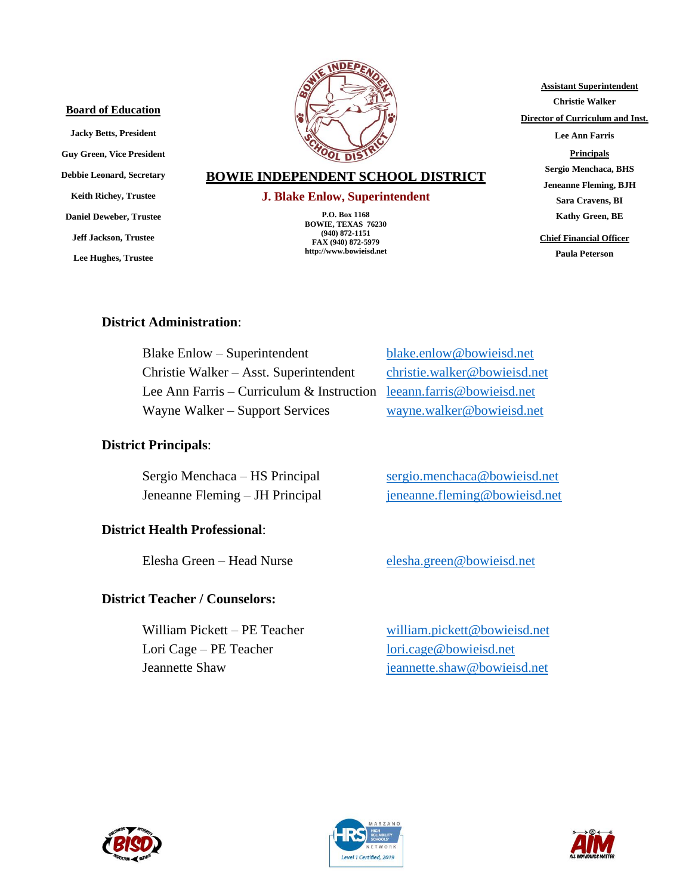**Board of Education**

Jacky Betts, President
Guy Green, Vice President
Debbie Leonard, Secretary
Keith Richey, Trustee
Daniel Deweber, Trustee
Jeff Jackson, Trustee
Lee Hughes, Trustee

# BOWIE INDEPENDENT SCHOOL DISTRICT

**J. Blake Enlow, Superintendent**

P.O. Box 1168
BOWIE, TEXAS 76230
(940) 872-1151
FAX (940) 872-5979
http://www.bowieisd.net

**Assistant Superintendent**
Christie Walker

**Director of Curriculum and Inst.**
Lee Ann Farris

**Principals**
Sergio Menchaca, BHS
Jeneanne Fleming, BJH
Sara Cravens, BI
Kathy Green, BE

**Chief Financial Officer**
Paula Peterson

### District Administration:

| | |
|---|---|
| Blake Enlow – Superintendent | blake.enlow@bowieisd.net |
| Christie Walker – Asst. Superintendent | christie.walker@bowieisd.net |
| Lee Ann Farris – Curriculum & Instruction | leeann.farris@bowieisd.net |
| Wayne Walker – Support Services | wayne.walker@bowieisd.net |

### District Principals:

| | |
|---|---|
| Sergio Menchaca – HS Principal | sergio.menchaca@bowieisd.net |
| Jeneanne Fleming – JH Principal | jeneanne.fleming@bowieisd.net |

### District Health Professional:

| | |
|---|---|
| Elesha Green – Head Nurse | elesha.green@bowieisd.net |

### District Teacher / Counselors:

| | |
|---|---|
| William Pickett – PE Teacher | william.pickett@bowieisd.net |
| Lori Cage – PE Teacher | lori.cage@bowieisd.net |
| Jeannette Shaw | jeannette.shaw@bowieisd.net |